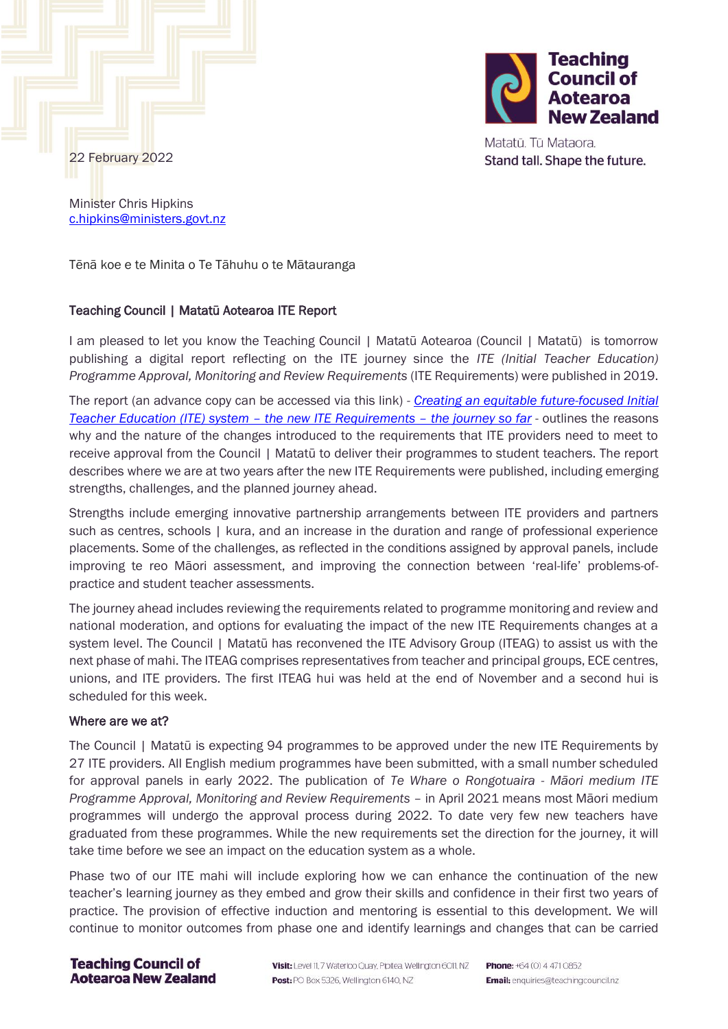Teaching Council of Aotearoa New Zealand

Matatū. Tū Mataora.
Stand tall. Shape the future.

22 February 2022

Minister Chris Hipkins
c.hipkins@ministers.govt.nz

Tēnā koe e te Minita o Te Tāhuhu o te Mātauranga

**Teaching Council | Matatū Aotearoa ITE Report**

I am pleased to let you know the Teaching Council | Matatū Aotearoa (Council | Matatū) is tomorrow publishing a digital report reflecting on the ITE journey since the *ITE (Initial Teacher Education) Programme Approval, Monitoring and Review Requirements* (ITE Requirements) were published in 2019.

The report (an advance copy can be accessed via this link) - *Creating an equitable future-focused Initial Teacher Education (ITE) system – the new ITE Requirements – the journey so far* - outlines the reasons why and the nature of the changes introduced to the requirements that ITE providers need to meet to receive approval from the Council | Matatū to deliver their programmes to student teachers. The report describes where we are at two years after the new ITE Requirements were published, including emerging strengths, challenges, and the planned journey ahead.

Strengths include emerging innovative partnership arrangements between ITE providers and partners such as centres, schools | kura, and an increase in the duration and range of professional experience placements. Some of the challenges, as reflected in the conditions assigned by approval panels, include improving te reo Māori assessment, and improving the connection between 'real-life' problems-of-practice and student teacher assessments.

The journey ahead includes reviewing the requirements related to programme monitoring and review and national moderation, and options for evaluating the impact of the new ITE Requirements changes at a system level. The Council | Matatū has reconvened the ITE Advisory Group (ITEAG) to assist us with the next phase of mahi. The ITEAG comprises representatives from teacher and principal groups, ECE centres, unions, and ITE providers. The first ITEAG hui was held at the end of November and a second hui is scheduled for this week.

**Where are we at?**

The Council | Matatū is expecting 94 programmes to be approved under the new ITE Requirements by 27 ITE providers. All English medium programmes have been submitted, with a small number scheduled for approval panels in early 2022. The publication of *Te Whare o Rongotuaira - Māori medium ITE Programme Approval, Monitoring and Review Requirements* – in April 2021 means most Māori medium programmes will undergo the approval process during 2022. To date very few new teachers have graduated from these programmes. While the new requirements set the direction for the journey, it will take time before we see an impact on the education system as a whole.

Phase two of our ITE mahi will include exploring how we can enhance the continuation of the new teacher's learning journey as they embed and grow their skills and confidence in their first two years of practice. The provision of effective induction and mentoring is essential to this development. We will continue to monitor outcomes from phase one and identify learnings and changes that can be carried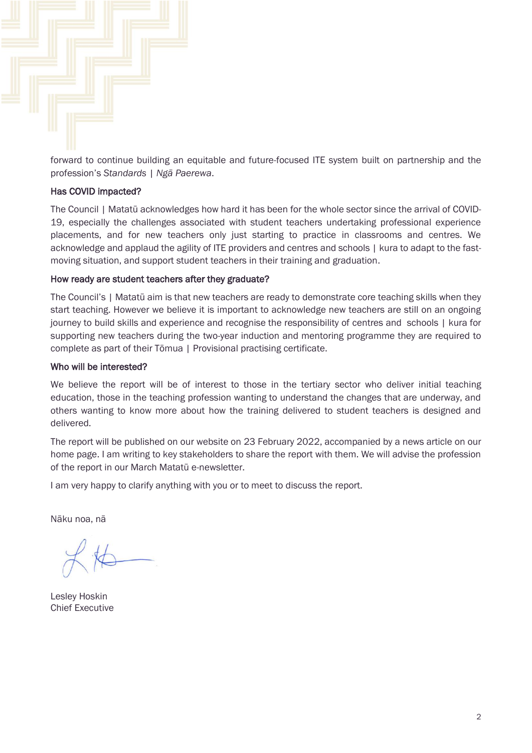forward to continue building an equitable and future-focused ITE system built on partnership and the profession's *Standards | Ngā Paerewa*.

**Has COVID impacted?**

The Council | Matatū acknowledges how hard it has been for the whole sector since the arrival of COVID-19, especially the challenges associated with student teachers undertaking professional experience placements, and for new teachers only just starting to practice in classrooms and centres. We acknowledge and applaud the agility of ITE providers and centres and schools | kura to adapt to the fast-moving situation, and support student teachers in their training and graduation.

**How ready are student teachers after they graduate?**

The Council's | Matatū aim is that new teachers are ready to demonstrate core teaching skills when they start teaching. However we believe it is important to acknowledge new teachers are still on an ongoing journey to build skills and experience and recognise the responsibility of centres and schools | kura for supporting new teachers during the two-year induction and mentoring programme they are required to complete as part of their Tōmua | Provisional practising certificate.

**Who will be interested?**

We believe the report will be of interest to those in the tertiary sector who deliver initial teaching education, those in the teaching profession wanting to understand the changes that are underway, and others wanting to know more about how the training delivered to student teachers is designed and delivered.

The report will be published on our website on 23 February 2022, accompanied by a news article on our home page. I am writing to key stakeholders to share the report with them. We will advise the profession of the report in our March Matatū e-newsletter.

I am very happy to clarify anything with you or to meet to discuss the report.

Nāku noa, nā

Lesley Hoskin
Chief Executive